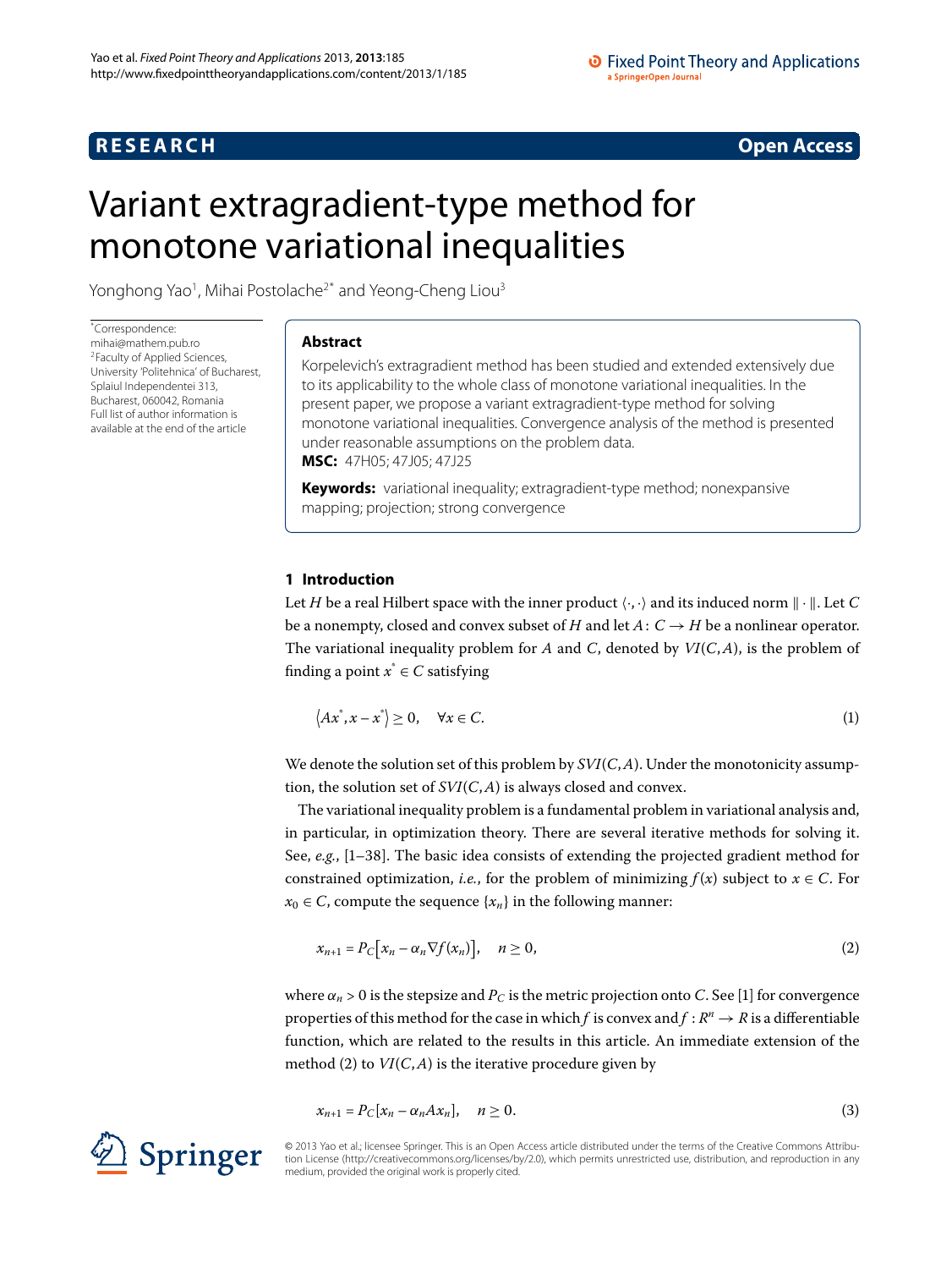**RESEARCH** **Open Access**

# Variant extragradient-type method for monotone variational inequalities

Yonghong Yao[1], Mihai Postolache[2*] and Yeong-Cheng Liou[3]

*Correspondence: mihai@mathem.pub.ro
[2]Faculty of Applied Sciences, University 'Politehnica' of Bucharest, Splaiul Independentei 313, Bucharest, 060042, Romania
Full list of author information is available at the end of the article

## Abstract

Korpelevich's extragradient method has been studied and extended extensively due to its applicability to the whole class of monotone variational inequalities. In the present paper, we propose a variant extragradient-type method for solving monotone variational inequalities. Convergence analysis of the method is presented under reasonable assumptions on the problem data.

**MSC:** 47H05; 47J05; 47J25

**Keywords:** variational inequality; extragradient-type method; nonexpansive mapping; projection; strong convergence

## 1 Introduction

Let $H$ be a real Hilbert space with the inner product $\langle \cdot, \cdot \rangle$ and its induced norm $\| \cdot \|$. Let $C$ be a nonempty, closed and convex subset of $H$ and let $A: C \to H$ be a nonlinear operator. The variational inequality problem for $A$ and $C$, denoted by $VI(C, A)$, is the problem of finding a point $x^* \in C$ satisfying

$$\langle Ax^*, x - x^* \rangle \geq 0, \quad \forall x \in C. \tag{1}$$

We denote the solution set of this problem by $SVI(C, A)$. Under the monotonicity assumption, the solution set of $SVI(C, A)$ is always closed and convex.

The variational inequality problem is a fundamental problem in variational analysis and, in particular, in optimization theory. There are several iterative methods for solving it. See, *e.g.*, [1–38]. The basic idea consists of extending the projected gradient method for constrained optimization, *i.e.*, for the problem of minimizing $f(x)$ subject to $x \in C$. For $x_0 \in C$, compute the sequence $\{x_n\}$ in the following manner:

$$x_{n+1} = P_C\left[x_n - \alpha_n \nabla f(x_n)\right], \quad n \geq 0, \tag{2}$$

where $\alpha_n > 0$ is the stepsize and $P_C$ is the metric projection onto $C$. See [1] for convergence properties of this method for the case in which $f$ is convex and $f: R^n \to R$ is a differentiable function, which are related to the results in this article. An immediate extension of the method (2) to $VI(C, A)$ is the iterative procedure given by

$$x_{n+1} = P_C[x_n - \alpha_n A x_n], \quad n \geq 0. \tag{3}$$

© 2013 Yao et al.; licensee Springer. This is an Open Access article distributed under the terms of the Creative Commons Attribution License (http://creativecommons.org/licenses/by/2.0), which permits unrestricted use, distribution, and reproduction in any medium, provided the original work is properly cited.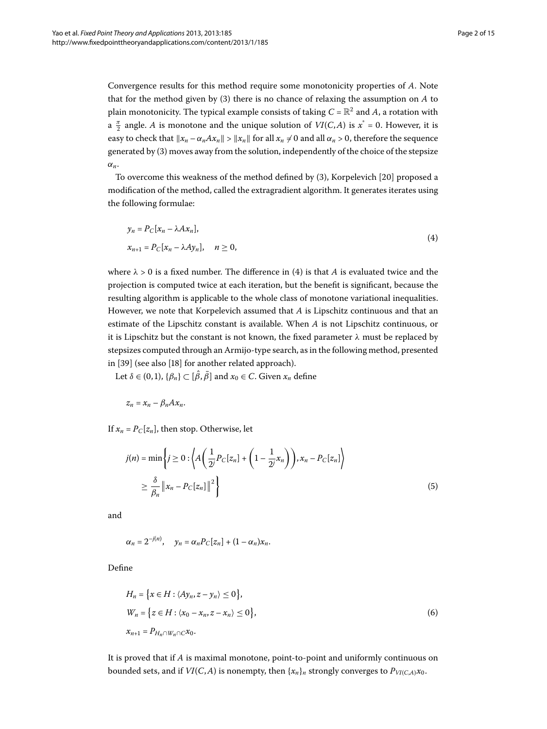Convergence results for this method require some monotonicity properties of $A$. Note that for the method given by (3) there is no chance of relaxing the assumption on $A$ to plain monotonicity. The typical example consists of taking $C = \mathbb{R}^2$ and $A$, a rotation with a $\frac{\pi}{2}$ angle. $A$ is monotone and the unique solution of $VI(C,A)$ is $x^* = 0$. However, it is easy to check that $\|x_n - \alpha_n A x_n\| > \|x_n\|$ for all $x_n \neq 0$ and all $\alpha_n > 0$, therefore the sequence generated by (3) moves away from the solution, independently of the choice of the stepsize $\alpha_n$.

To overcome this weakness of the method defined by (3), Korpelevich [20] proposed a modification of the method, called the extragradient algorithm. It generates iterates using the following formulae:

$$
\begin{aligned}
& y_n = P_C[x_n - \lambda A x_n], \\
& x_{n+1} = P_C[x_n - \lambda A y_n], \quad n \geq 0,
\end{aligned}
\tag{4}
$$

where $\lambda > 0$ is a fixed number. The difference in (4) is that $A$ is evaluated twice and the projection is computed twice at each iteration, but the benefit is significant, because the resulting algorithm is applicable to the whole class of monotone variational inequalities. However, we note that Korpelevich assumed that $A$ is Lipschitz continuous and that an estimate of the Lipschitz constant is available. When $A$ is not Lipschitz continuous, or it is Lipschitz but the constant is not known, the fixed parameter $\lambda$ must be replaced by stepsizes computed through an Armijo-type search, as in the following method, presented in [39] (see also [18] for another related approach).

Let $\delta \in (0,1)$, $\{\beta_n\} \subset [\hat{\beta}, \bar{\beta}]$ and $x_0 \in C$. Given $x_n$ define

$$
z_n = x_n - \beta_n A x_n.
$$

If $x_n = P_C[z_n]$, then stop. Otherwise, let

$$
\begin{aligned}
j(n) = \min\bigg\{ j \geq 0 : & \left\langle A\left(\frac{1}{2^j} P_C[z_n] + \left(1 - \frac{1}{2^j} x_n\right)\right), x_n - P_C[z_n] \right\rangle \\
& \geq \frac{\delta}{\beta_n} \left\| x_n - P_C[z_n] \right\|^2 \bigg\}
\end{aligned}
\tag{5}
$$

and

$$
\alpha_n = 2^{-j(n)}, \quad y_n = \alpha_n P_C[z_n] + (1 - \alpha_n) x_n.
$$

Define

$$
\begin{aligned}
& H_n = \{ x \in H : \langle A y_n, z - y_n \rangle \leq 0 \}, \\
& W_n = \{ z \in H : \langle x_0 - x_n, z - x_n \rangle \leq 0 \}, \\
& x_{n+1} = P_{H_n \cap W_n \cap C} x_0.
\end{aligned}
\tag{6}
$$

It is proved that if $A$ is maximal monotone, point-to-point and uniformly continuous on bounded sets, and if $VI(C,A)$ is nonempty, then $\{x_n\}_n$ strongly converges to $P_{VI(C,A)} x_0$.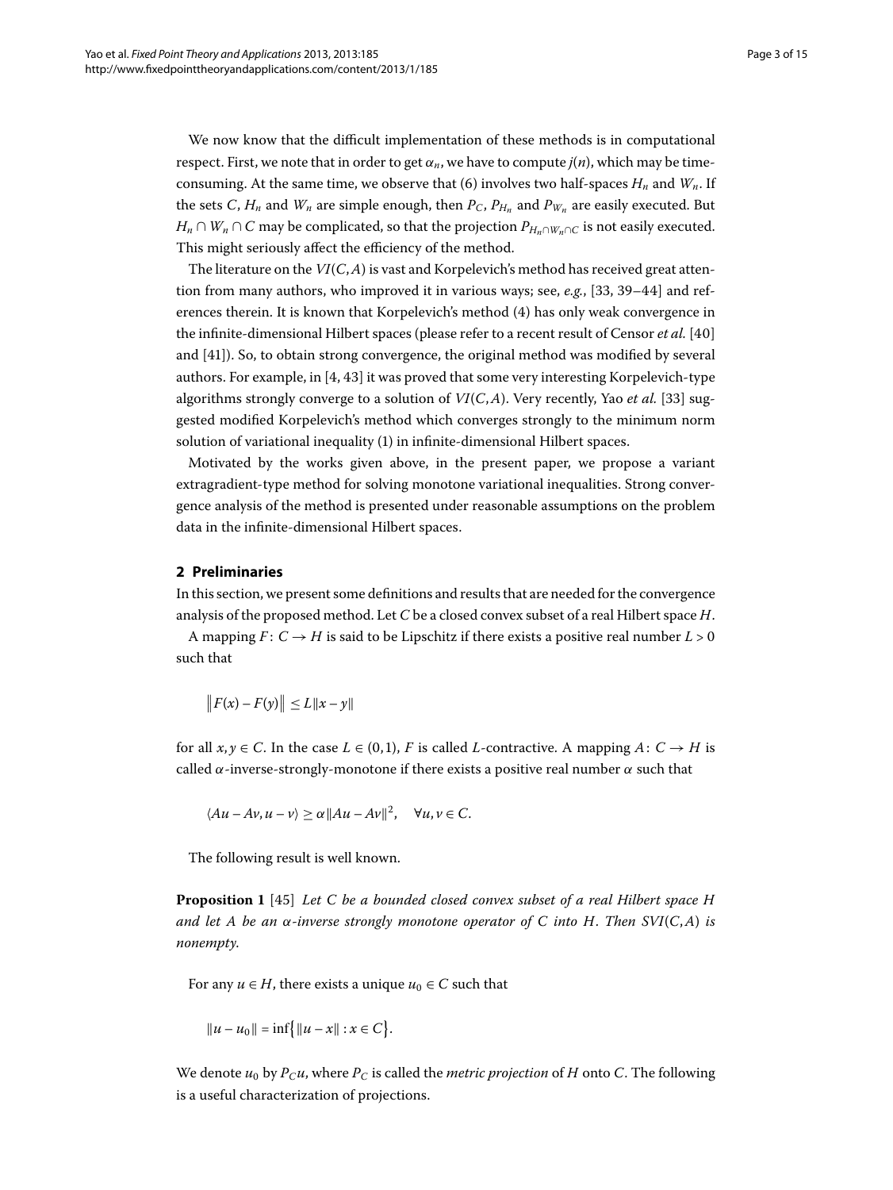We now know that the difficult implementation of these methods is in computational respect. First, we note that in order to get $\alpha_n$, we have to compute $j(n)$, which may be time-consuming. At the same time, we observe that (6) involves two half-spaces $H_n$ and $W_n$. If the sets $C$, $H_n$ and $W_n$ are simple enough, then $P_C$, $P_{H_n}$ and $P_{W_n}$ are easily executed. But $H_n \cap W_n \cap C$ may be complicated, so that the projection $P_{H_n \cap W_n \cap C}$ is not easily executed. This might seriously affect the efficiency of the method.

The literature on the $VI(C, A)$ is vast and Korpelevich's method has received great attention from many authors, who improved it in various ways; see, *e.g.*, [33, 39–44] and references therein. It is known that Korpelevich's method (4) has only weak convergence in the infinite-dimensional Hilbert spaces (please refer to a recent result of Censor *et al.* [40] and [41]). So, to obtain strong convergence, the original method was modified by several authors. For example, in [4, 43] it was proved that some very interesting Korpelevich-type algorithms strongly converge to a solution of $VI(C, A)$. Very recently, Yao *et al.* [33] suggested modified Korpelevich's method which converges strongly to the minimum norm solution of variational inequality (1) in infinite-dimensional Hilbert spaces.

Motivated by the works given above, in the present paper, we propose a variant extragradient-type method for solving monotone variational inequalities. Strong convergence analysis of the method is presented under reasonable assumptions on the problem data in the infinite-dimensional Hilbert spaces.

## 2 Preliminaries

In this section, we present some definitions and results that are needed for the convergence analysis of the proposed method. Let $C$ be a closed convex subset of a real Hilbert space $H$.

A mapping $F: C \to H$ is said to be Lipschitz if there exists a positive real number $L > 0$ such that

$$\|F(x) - F(y)\| \leq L\|x - y\|$$

for all $x, y \in C$. In the case $L \in (0, 1)$, $F$ is called $L$-contractive. A mapping $A: C \to H$ is called $\alpha$-inverse-strongly-monotone if there exists a positive real number $\alpha$ such that

$$\langle Au - Av, u - v\rangle \geq \alpha\|Au - Av\|^2, \quad \forall u, v \in C.$$

The following result is well known.

**Proposition 1** [45] *Let $C$ be a bounded closed convex subset of a real Hilbert space $H$ and let $A$ be an $\alpha$-inverse strongly monotone operator of $C$ into $H$. Then $SVI(C, A)$ is nonempty.*

For any $u \in H$, there exists a unique $u_0 \in C$ such that

$$\|u - u_0\| = \inf\{\|u - x\| : x \in C\}.$$

We denote $u_0$ by $P_C u$, where $P_C$ is called the *metric projection* of $H$ onto $C$. The following is a useful characterization of projections.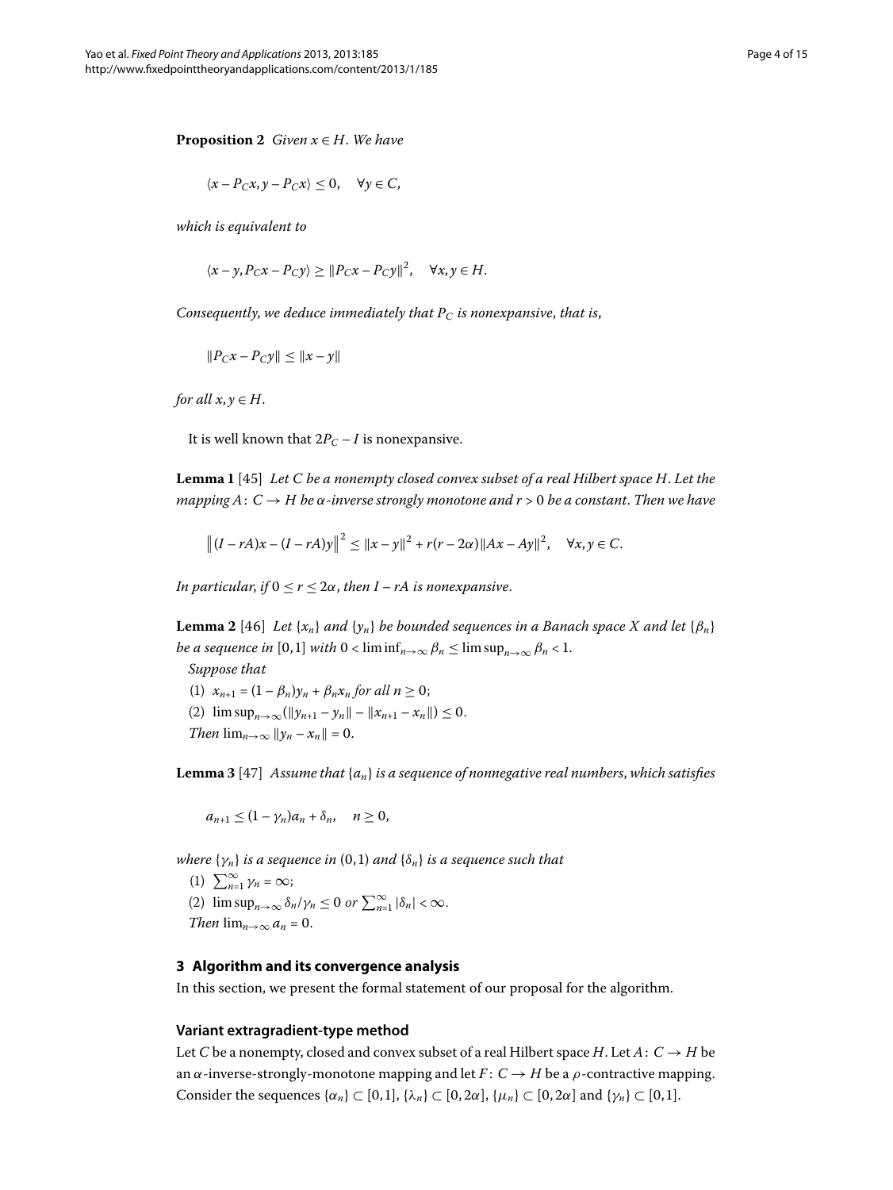**Proposition 2** *Given $x \in H$. We have*

$$\langle x - P_C x, y - P_C x \rangle \leq 0, \quad \forall y \in C,$$

*which is equivalent to*

$$\langle x - y, P_C x - P_C y \rangle \geq \|P_C x - P_C y\|^2, \quad \forall x, y \in H.$$

*Consequently, we deduce immediately that $P_C$ is nonexpansive, that is,*

$$\|P_C x - P_C y\| \leq \|x - y\|$$

*for all $x, y \in H$.*

It is well known that $2P_C - I$ is nonexpansive.

**Lemma 1** [45] *Let $C$ be a nonempty closed convex subset of a real Hilbert space $H$. Let the mapping $A: C \to H$ be $\alpha$-inverse strongly monotone and $r > 0$ be a constant. Then we have*

$$\|(I - rA)x - (I - rA)y\|^2 \leq \|x - y\|^2 + r(r - 2\alpha)\|Ax - Ay\|^2, \quad \forall x, y \in C.$$

*In particular, if $0 \leq r \leq 2\alpha$, then $I - rA$ is nonexpansive.*

**Lemma 2** [46] *Let $\{x_n\}$ and $\{y_n\}$ be bounded sequences in a Banach space $X$ and let $\{\beta_n\}$ be a sequence in $[0,1]$ with $0 < \liminf_{n\to\infty} \beta_n \leq \limsup_{n\to\infty} \beta_n < 1$.*

*Suppose that*

(1) $x_{n+1} = (1 - \beta_n)y_n + \beta_n x_n$ *for all $n \geq 0$;*

(2) $\limsup_{n\to\infty}(\|y_{n+1} - y_n\| - \|x_{n+1} - x_n\|) \leq 0$.

*Then $\lim_{n\to\infty} \|y_n - x_n\| = 0$.*

**Lemma 3** [47] *Assume that $\{a_n\}$ is a sequence of nonnegative real numbers, which satisfies*

$$a_{n+1} \leq (1 - \gamma_n)a_n + \delta_n, \quad n \geq 0,$$

*where $\{\gamma_n\}$ is a sequence in $(0,1)$ and $\{\delta_n\}$ is a sequence such that*

(1) $\sum_{n=1}^{\infty} \gamma_n = \infty$;

(2) $\limsup_{n\to\infty} \delta_n/\gamma_n \leq 0$ *or* $\sum_{n=1}^{\infty} |\delta_n| < \infty$.

*Then $\lim_{n\to\infty} a_n = 0$.*

## 3 Algorithm and its convergence analysis

In this section, we present the formal statement of our proposal for the algorithm.

### Variant extragradient-type method

Let $C$ be a nonempty, closed and convex subset of a real Hilbert space $H$. Let $A: C \to H$ be an $\alpha$-inverse-strongly-monotone mapping and let $F: C \to H$ be a $\rho$-contractive mapping. Consider the sequences $\{\alpha_n\} \subset [0,1]$, $\{\lambda_n\} \subset [0, 2\alpha]$, $\{\mu_n\} \subset [0, 2\alpha]$ and $\{\gamma_n\} \subset [0,1]$.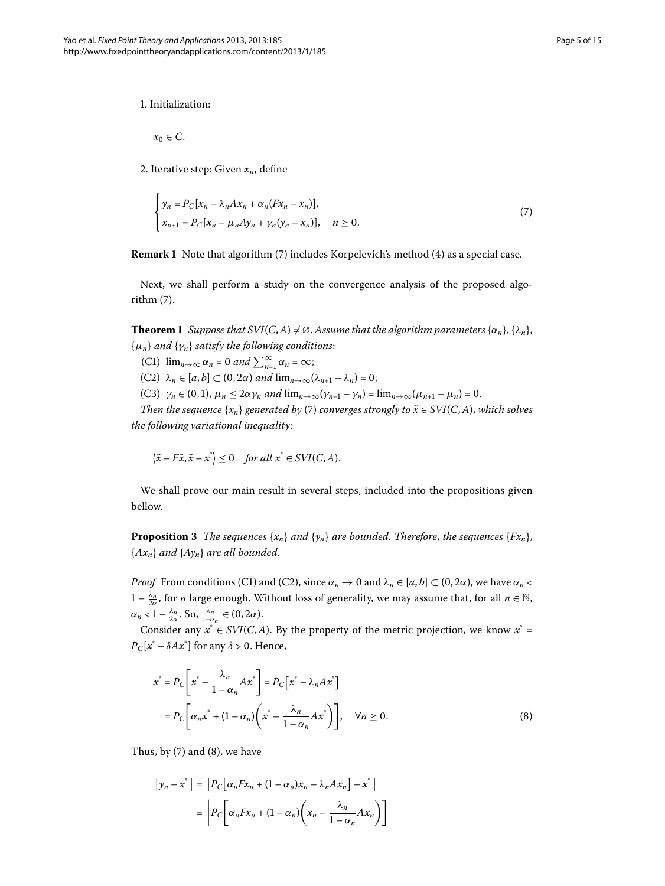1. Initialization:

$$x_0 \in C.$$

2. Iterative step: Given $x_n$, define

$$\begin{cases} y_n = P_C[x_n - \lambda_n A x_n + \alpha_n (F x_n - x_n)], \\ x_{n+1} = P_C[x_n - \mu_n A y_n + \gamma_n (y_n - x_n)], \quad n \geq 0. \end{cases} \tag{7}$$

**Remark 1** Note that algorithm (7) includes Korpelevich's method (4) as a special case.

Next, we shall perform a study on the convergence analysis of the proposed algorithm (7).

**Theorem 1** *Suppose that $SVI(C,A) \neq \emptyset$. Assume that the algorithm parameters $\{\alpha_n\}$, $\{\lambda_n\}$, $\{\mu_n\}$ and $\{\gamma_n\}$ satisfy the following conditions*:

(C1) $\lim_{n\to\infty} \alpha_n = 0$ *and* $\sum_{n=1}^{\infty} \alpha_n = \infty$;

(C2) $\lambda_n \in [a,b] \subset (0, 2\alpha)$ *and* $\lim_{n\to\infty}(\lambda_{n+1} - \lambda_n) = 0$;

(C3) $\gamma_n \in (0,1)$, $\mu_n \leq 2\alpha\gamma_n$ *and* $\lim_{n\to\infty}(\gamma_{n+1} - \gamma_n) = \lim_{n\to\infty}(\mu_{n+1} - \mu_n) = 0$.

*Then the sequence $\{x_n\}$ generated by* (7) *converges strongly to $\tilde{x} \in SVI(C,A)$, which solves the following variational inequality*:

$$\langle \tilde{x} - F\tilde{x}, \tilde{x} - x^* \rangle \leq 0 \quad \textit{for all } x^* \in SVI(C,A).$$

We shall prove our main result in several steps, included into the propositions given bellow.

**Proposition 3** *The sequences $\{x_n\}$ and $\{y_n\}$ are bounded. Therefore, the sequences $\{Fx_n\}$, $\{Ax_n\}$ and $\{Ay_n\}$ are all bounded.*

*Proof* From conditions (C1) and (C2), since $\alpha_n \to 0$ and $\lambda_n \in [a,b] \subset (0,2\alpha)$, we have $\alpha_n < 1 - \frac{\lambda_n}{2\alpha}$, for $n$ large enough. Without loss of generality, we may assume that, for all $n \in \mathbb{N}$, $\alpha_n < 1 - \frac{\lambda_n}{2\alpha}$. So, $\frac{\lambda_n}{1-\alpha_n} \in (0, 2\alpha)$.

Consider any $x^* \in SVI(C,A)$. By the property of the metric projection, we know $x^* = P_C[x^* - \delta A x^*]$ for any $\delta > 0$. Hence,

$$\begin{aligned} x^* &= P_C\left[x^* - \frac{\lambda_n}{1-\alpha_n} A x^*\right] = P_C\left[x^* - \lambda_n A x^*\right] \\ &= P_C\left[\alpha_n x^* + (1-\alpha_n)\left(x^* - \frac{\lambda_n}{1-\alpha_n} A x^*\right)\right], \quad \forall n \geq 0. \end{aligned} \tag{8}$$

Thus, by (7) and (8), we have

$$\begin{aligned} \|y_n - x^*\| &= \|P_C[\alpha_n F x_n + (1-\alpha_n)x_n - \lambda_n A x_n] - x^*\| \\ &= \left\|P_C\left[\alpha_n F x_n + (1-\alpha_n)\left(x_n - \frac{\lambda_n}{1-\alpha_n} A x_n\right)\right]\right. \end{aligned}$$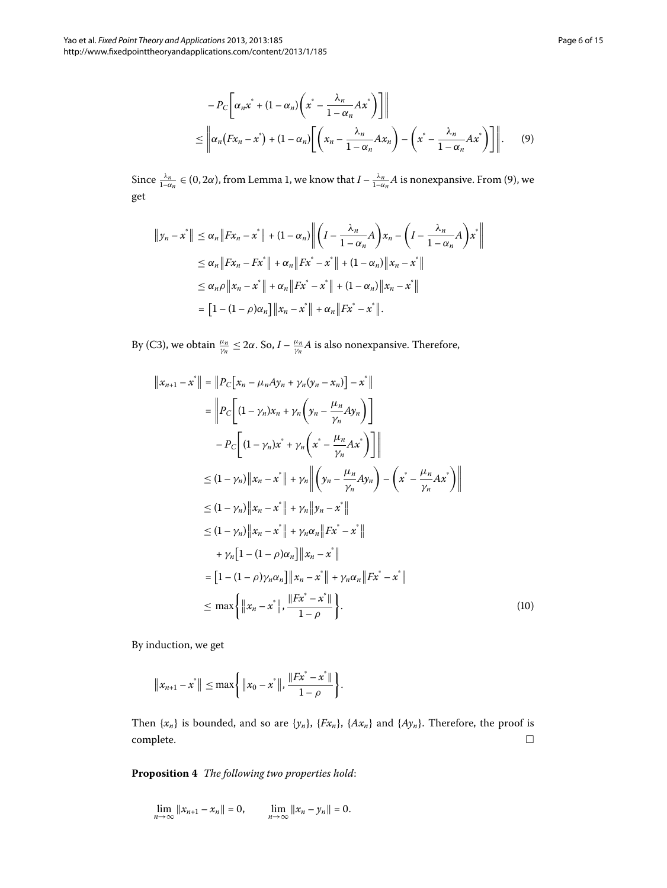$$
\begin{aligned}
&\quad - P_C\left[\alpha_n x^* + (1-\alpha_n)\left(x^* - \frac{\lambda_n}{1-\alpha_n}Ax^*\right)\right]\Bigg\| \\
&\leq \left\| \alpha_n\left(Fx_n - x^*\right) + (1-\alpha_n)\left[\left(x_n - \frac{\lambda_n}{1-\alpha_n}Ax_n\right) - \left(x^* - \frac{\lambda_n}{1-\alpha_n}Ax^*\right)\right]\right\|. \qquad (9)
\end{aligned}
$$

Since $\frac{\lambda_n}{1-\alpha_n} \in (0, 2\alpha)$, from Lemma 1, we know that $I - \frac{\lambda_n}{1-\alpha_n}A$ is nonexpansive. From (9), we get

$$
\begin{aligned}
\left\|y_n - x^*\right\| &\leq \alpha_n\left\|Fx_n - x^*\right\| + (1-\alpha_n)\left\|\left(I - \frac{\lambda_n}{1-\alpha_n}A\right)x_n - \left(I - \frac{\lambda_n}{1-\alpha_n}A\right)x^*\right\| \\
&\leq \alpha_n\left\|Fx_n - Fx^*\right\| + \alpha_n\left\|Fx^* - x^*\right\| + (1-\alpha_n)\left\|x_n - x^*\right\| \\
&\leq \alpha_n\rho\left\|x_n - x^*\right\| + \alpha_n\left\|Fx^* - x^*\right\| + (1-\alpha_n)\left\|x_n - x^*\right\| \\
&= \left[1 - (1-\rho)\alpha_n\right]\left\|x_n - x^*\right\| + \alpha_n\left\|Fx^* - x^*\right\|.
\end{aligned}
$$

By (C3), we obtain $\frac{\mu_n}{\gamma_n} \leq 2\alpha$. So, $I - \frac{\mu_n}{\gamma_n}A$ is also nonexpansive. Therefore,

$$
\begin{aligned}
\left\|x_{n+1} - x^*\right\| &= \left\|P_C\left[x_n - \mu_n Ay_n + \gamma_n(y_n - x_n)\right] - x^*\right\| \\
&= \left\|P_C\left[(1-\gamma_n)x_n + \gamma_n\left(y_n - \frac{\mu_n}{\gamma_n}Ay_n\right)\right]\right. \\
&\quad \left. - P_C\left[(1-\gamma_n)x^* + \gamma_n\left(x^* - \frac{\mu_n}{\gamma_n}Ax^*\right)\right]\right\| \\
&\leq (1-\gamma_n)\left\|x_n - x^*\right\| + \gamma_n\left\|\left(y_n - \frac{\mu_n}{\gamma_n}Ay_n\right) - \left(x^* - \frac{\mu_n}{\gamma_n}Ax^*\right)\right\| \\
&\leq (1-\gamma_n)\left\|x_n - x^*\right\| + \gamma_n\left\|y_n - x^*\right\| \\
&\leq (1-\gamma_n)\left\|x_n - x^*\right\| + \gamma_n\alpha_n\left\|Fx^* - x^*\right\| \\
&\quad + \gamma_n\left[1 - (1-\rho)\alpha_n\right]\left\|x_n - x^*\right\| \\
&= \left[1 - (1-\rho)\gamma_n\alpha_n\right]\left\|x_n - x^*\right\| + \gamma_n\alpha_n\left\|Fx^* - x^*\right\| \\
&\leq \max\left\{\left\|x_n - x^*\right\|, \frac{\|Fx^* - x^*\|}{1-\rho}\right\}. \qquad (10)
\end{aligned}
$$

By induction, we get

$$
\left\|x_{n+1} - x^*\right\| \leq \max\left\{\left\|x_0 - x^*\right\|, \frac{\|Fx^* - x^*\|}{1-\rho}\right\}.
$$

Then $\{x_n\}$ is bounded, and so are $\{y_n\}$, $\{Fx_n\}$, $\{Ax_n\}$ and $\{Ay_n\}$. Therefore, the proof is complete. □

**Proposition 4** *The following two properties hold*:

$$
\lim_{n\to\infty}\|x_{n+1} - x_n\| = 0, \qquad \lim_{n\to\infty}\|x_n - y_n\| = 0.
$$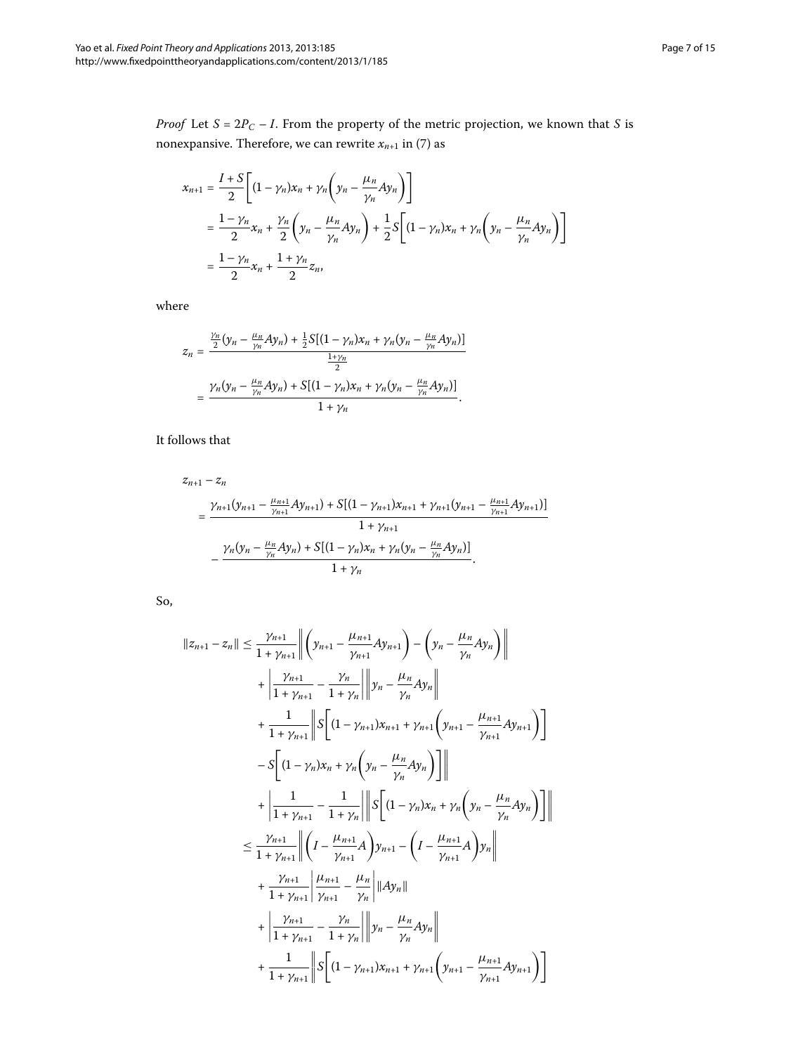*Proof* Let $S = 2P_C - I$. From the property of the metric projection, we known that $S$ is nonexpansive. Therefore, we can rewrite $x_{n+1}$ in (7) as

$$
\begin{aligned}
x_{n+1} &= \frac{I+S}{2}\left[(1-\gamma_n)x_n + \gamma_n\left(y_n - \frac{\mu_n}{\gamma_n}Ay_n\right)\right] \\
&= \frac{1-\gamma_n}{2}x_n + \frac{\gamma_n}{2}\left(y_n - \frac{\mu_n}{\gamma_n}Ay_n\right) + \frac{1}{2}S\left[(1-\gamma_n)x_n + \gamma_n\left(y_n - \frac{\mu_n}{\gamma_n}Ay_n\right)\right] \\
&= \frac{1-\gamma_n}{2}x_n + \frac{1+\gamma_n}{2}z_n,
\end{aligned}
$$

where

$$
\begin{aligned}
z_n &= \frac{\frac{\gamma_n}{2}(y_n - \frac{\mu_n}{\gamma_n}Ay_n) + \frac{1}{2}S[(1-\gamma_n)x_n + \gamma_n(y_n - \frac{\mu_n}{\gamma_n}Ay_n)]}{\frac{1+\gamma_n}{2}} \\
&= \frac{\gamma_n(y_n - \frac{\mu_n}{\gamma_n}Ay_n) + S[(1-\gamma_n)x_n + \gamma_n(y_n - \frac{\mu_n}{\gamma_n}Ay_n)]}{1+\gamma_n}.
\end{aligned}
$$

It follows that

$$
\begin{aligned}
&z_{n+1} - z_n \\
&\quad = \frac{\gamma_{n+1}(y_{n+1} - \frac{\mu_{n+1}}{\gamma_{n+1}}Ay_{n+1}) + S[(1-\gamma_{n+1})x_{n+1} + \gamma_{n+1}(y_{n+1} - \frac{\mu_{n+1}}{\gamma_{n+1}}Ay_{n+1})]}{1+\gamma_{n+1}} \\
&\qquad - \frac{\gamma_n(y_n - \frac{\mu_n}{\gamma_n}Ay_n) + S[(1-\gamma_n)x_n + \gamma_n(y_n - \frac{\mu_n}{\gamma_n}Ay_n)]}{1+\gamma_n}.
\end{aligned}
$$

So,

$$
\begin{aligned}
\|z_{n+1} - z_n\| &\le \frac{\gamma_{n+1}}{1+\gamma_{n+1}}\left\|\left(y_{n+1} - \frac{\mu_{n+1}}{\gamma_{n+1}}Ay_{n+1}\right) - \left(y_n - \frac{\mu_n}{\gamma_n}Ay_n\right)\right\| \\
&\quad + \left|\frac{\gamma_{n+1}}{1+\gamma_{n+1}} - \frac{\gamma_n}{1+\gamma_n}\right|\left\|y_n - \frac{\mu_n}{\gamma_n}Ay_n\right\| \\
&\quad + \frac{1}{1+\gamma_{n+1}}\left\|S\left[(1-\gamma_{n+1})x_{n+1} + \gamma_{n+1}\left(y_{n+1} - \frac{\mu_{n+1}}{\gamma_{n+1}}Ay_{n+1}\right)\right]\right. \\
&\quad \left. - S\left[(1-\gamma_n)x_n + \gamma_n\left(y_n - \frac{\mu_n}{\gamma_n}Ay_n\right)\right]\right\| \\
&\quad + \left|\frac{1}{1+\gamma_{n+1}} - \frac{1}{1+\gamma_n}\right|\left\|S\left[(1-\gamma_n)x_n + \gamma_n\left(y_n - \frac{\mu_n}{\gamma_n}Ay_n\right)\right]\right\| \\
&\le \frac{\gamma_{n+1}}{1+\gamma_{n+1}}\left\|\left(I - \frac{\mu_{n+1}}{\gamma_{n+1}}A\right)y_{n+1} - \left(I - \frac{\mu_{n+1}}{\gamma_{n+1}}A\right)y_n\right\| \\
&\quad + \frac{\gamma_{n+1}}{1+\gamma_{n+1}}\left|\frac{\mu_{n+1}}{\gamma_{n+1}} - \frac{\mu_n}{\gamma_n}\right|\|Ay_n\| \\
&\quad + \left|\frac{\gamma_{n+1}}{1+\gamma_{n+1}} - \frac{\gamma_n}{1+\gamma_n}\right|\left\|y_n - \frac{\mu_n}{\gamma_n}Ay_n\right\| \\
&\quad + \frac{1}{1+\gamma_{n+1}}\left\|S\left[(1-\gamma_{n+1})x_{n+1} + \gamma_{n+1}\left(y_{n+1} - \frac{\mu_{n+1}}{\gamma_{n+1}}Ay_{n+1}\right)\right]\right.
\end{aligned}
$$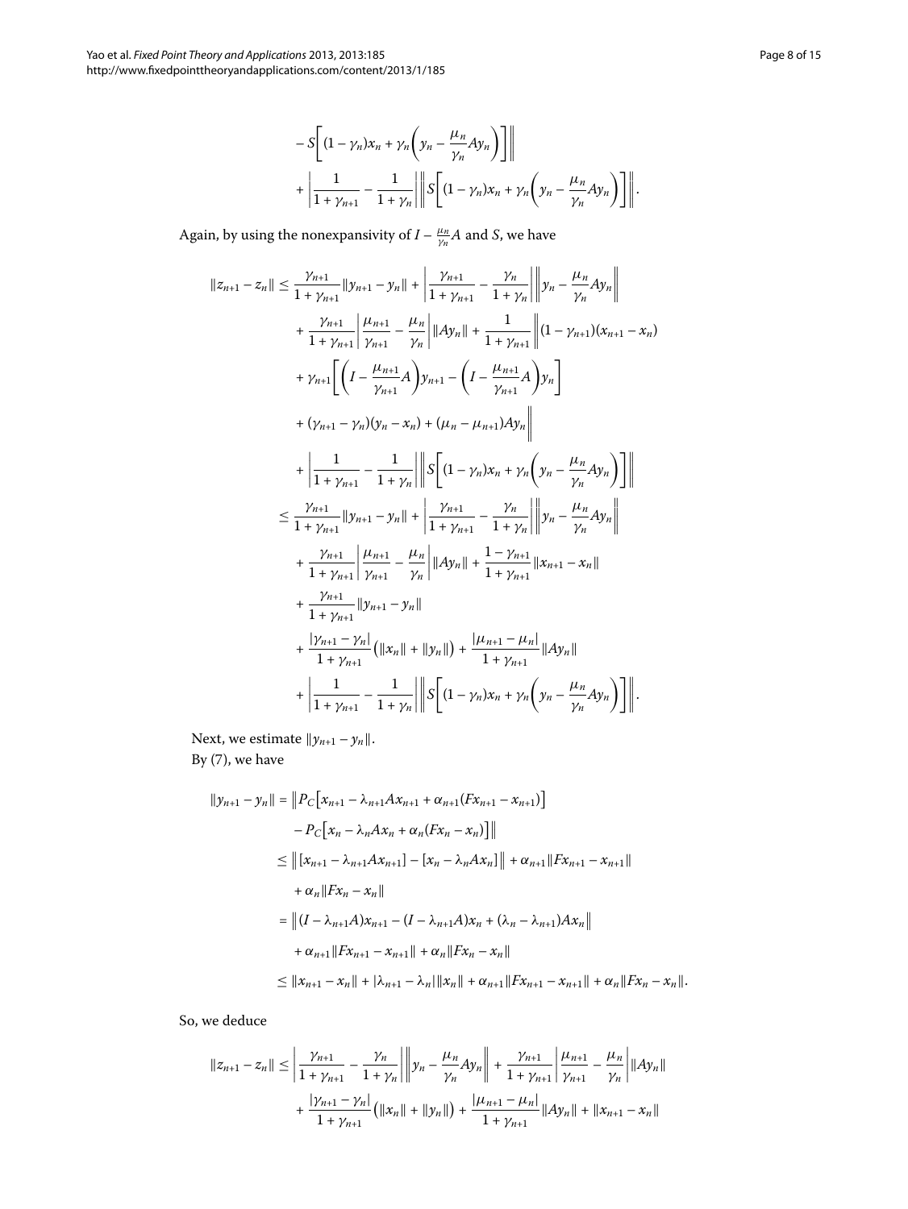$$
\begin{aligned}
&- S\left[(1-\gamma_n)x_n + \gamma_n\left(y_n - \frac{\mu_n}{\gamma_n}Ay_n\right)\right]\bigg\| \\
&+ \left|\frac{1}{1+\gamma_{n+1}} - \frac{1}{1+\gamma_n}\right| \left\| S\left[(1-\gamma_n)x_n + \gamma_n\left(y_n - \frac{\mu_n}{\gamma_n}Ay_n\right)\right]\right\|.
\end{aligned}
$$

Again, by using the nonexpansivity of $I - \frac{\mu_n}{\gamma_n}A$ and $S$, we have

$$
\begin{aligned}
\|z_{n+1} - z_n\| \le{}& \frac{\gamma_{n+1}}{1+\gamma_{n+1}}\|y_{n+1} - y_n\| + \left|\frac{\gamma_{n+1}}{1+\gamma_{n+1}} - \frac{\gamma_n}{1+\gamma_n}\right| \left\| y_n - \frac{\mu_n}{\gamma_n}Ay_n\right\| \\
&+ \frac{\gamma_{n+1}}{1+\gamma_{n+1}}\left|\frac{\mu_{n+1}}{\gamma_{n+1}} - \frac{\mu_n}{\gamma_n}\right| \|Ay_n\| + \frac{1}{1+\gamma_{n+1}}\bigg\| (1-\gamma_{n+1})(x_{n+1} - x_n) \\
&+ \gamma_{n+1}\left[\left(I - \frac{\mu_{n+1}}{\gamma_{n+1}}A\right)y_{n+1} - \left(I - \frac{\mu_{n+1}}{\gamma_{n+1}}A\right)y_n\right] \\
&+ (\gamma_{n+1} - \gamma_n)(y_n - x_n) + (\mu_n - \mu_{n+1})Ay_n\bigg\| \\
&+ \left|\frac{1}{1+\gamma_{n+1}} - \frac{1}{1+\gamma_n}\right| \left\| S\left[(1-\gamma_n)x_n + \gamma_n\left(y_n - \frac{\mu_n}{\gamma_n}Ay_n\right)\right]\right\| \\
\le{}& \frac{\gamma_{n+1}}{1+\gamma_{n+1}}\|y_{n+1} - y_n\| + \left|\frac{\gamma_{n+1}}{1+\gamma_{n+1}} - \frac{\gamma_n}{1+\gamma_n}\right| \left\| y_n - \frac{\mu_n}{\gamma_n}Ay_n\right\| \\
&+ \frac{\gamma_{n+1}}{1+\gamma_{n+1}}\left|\frac{\mu_{n+1}}{\gamma_{n+1}} - \frac{\mu_n}{\gamma_n}\right| \|Ay_n\| + \frac{1-\gamma_{n+1}}{1+\gamma_{n+1}}\|x_{n+1} - x_n\| \\
&+ \frac{\gamma_{n+1}}{1+\gamma_{n+1}}\|y_{n+1} - y_n\| \\
&+ \frac{|\gamma_{n+1} - \gamma_n|}{1+\gamma_{n+1}}\big(\|x_n\| + \|y_n\|\big) + \frac{|\mu_{n+1} - \mu_n|}{1+\gamma_{n+1}}\|Ay_n\| \\
&+ \left|\frac{1}{1+\gamma_{n+1}} - \frac{1}{1+\gamma_n}\right| \left\| S\left[(1-\gamma_n)x_n + \gamma_n\left(y_n - \frac{\mu_n}{\gamma_n}Ay_n\right)\right]\right\|.
\end{aligned}
$$

Next, we estimate $\|y_{n+1} - y_n\|$.

By (7), we have

$$
\begin{aligned}
\|y_{n+1} - y_n\| ={}& \big\| P_C\big[x_{n+1} - \lambda_{n+1}Ax_{n+1} + \alpha_{n+1}(Fx_{n+1} - x_{n+1})\big] \\
&- P_C\big[x_n - \lambda_n Ax_n + \alpha_n(Fx_n - x_n)\big]\big\| \\
\le{}& \big\| [x_{n+1} - \lambda_{n+1}Ax_{n+1}] - [x_n - \lambda_n Ax_n]\big\| + \alpha_{n+1}\|Fx_{n+1} - x_{n+1}\| \\
&+ \alpha_n\|Fx_n - x_n\| \\
={}& \big\| (I - \lambda_{n+1}A)x_{n+1} - (I - \lambda_{n+1}A)x_n + (\lambda_n - \lambda_{n+1})Ax_n\big\| \\
&+ \alpha_{n+1}\|Fx_{n+1} - x_{n+1}\| + \alpha_n\|Fx_n - x_n\| \\
\le{}& \|x_{n+1} - x_n\| + |\lambda_{n+1} - \lambda_n|\|x_n\| + \alpha_{n+1}\|Fx_{n+1} - x_{n+1}\| + \alpha_n\|Fx_n - x_n\|.
\end{aligned}
$$

So, we deduce

$$
\begin{aligned}
\|z_{n+1} - z_n\| \le{}& \left|\frac{\gamma_{n+1}}{1+\gamma_{n+1}} - \frac{\gamma_n}{1+\gamma_n}\right| \left\| y_n - \frac{\mu_n}{\gamma_n}Ay_n\right\| + \frac{\gamma_{n+1}}{1+\gamma_{n+1}}\left|\frac{\mu_{n+1}}{\gamma_{n+1}} - \frac{\mu_n}{\gamma_n}\right| \|Ay_n\| \\
&+ \frac{|\gamma_{n+1} - \gamma_n|}{1+\gamma_{n+1}}\big(\|x_n\| + \|y_n\|\big) + \frac{|\mu_{n+1} - \mu_n|}{1+\gamma_{n+1}}\|Ay_n\| + \|x_{n+1} - x_n\|
\end{aligned}
$$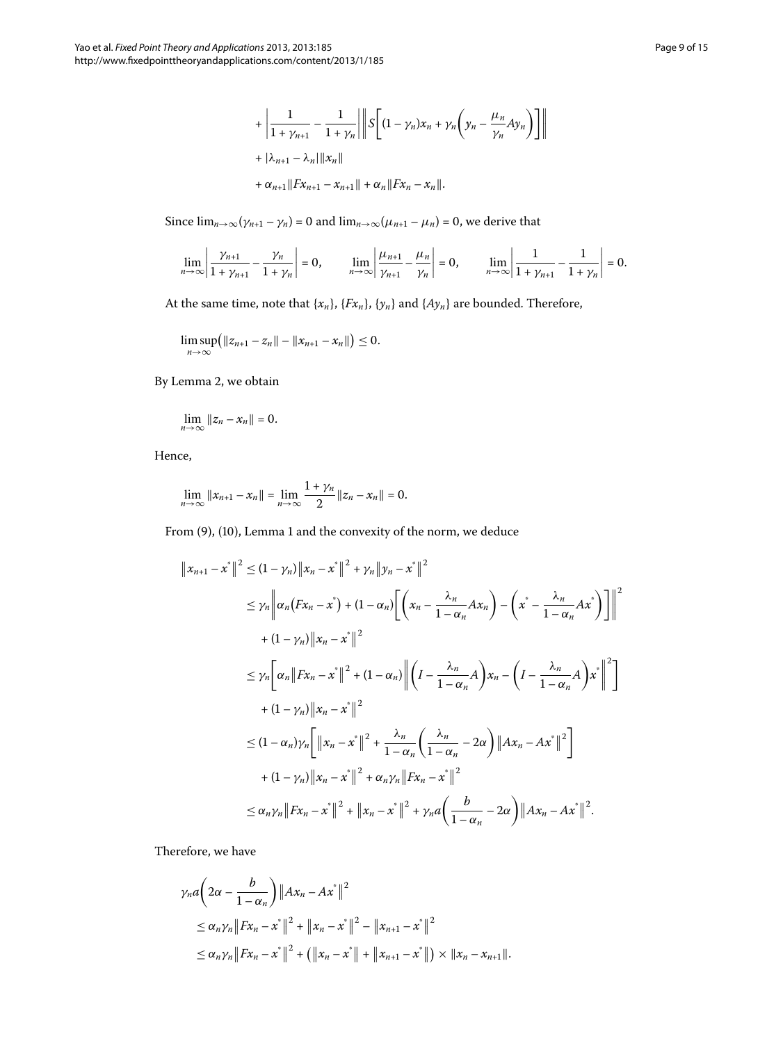$$
\begin{aligned}
&+ \left| \frac{1}{1+\gamma_{n+1}} - \frac{1}{1+\gamma_n} \right| \left\| S\left[ (1-\gamma_n)x_n + \gamma_n \left( y_n - \frac{\mu_n}{\gamma_n} Ay_n \right) \right] \right\| \\
&+ |\lambda_{n+1} - \lambda_n| \|x_n\| \\
&+ \alpha_{n+1} \|Fx_{n+1} - x_{n+1}\| + \alpha_n \|Fx_n - x_n\|.
\end{aligned}
$$

Since $\lim_{n\to\infty}(\gamma_{n+1} - \gamma_n) = 0$ and $\lim_{n\to\infty}(\mu_{n+1} - \mu_n) = 0$, we derive that

$$
\lim_{n\to\infty} \left| \frac{\gamma_{n+1}}{1+\gamma_{n+1}} - \frac{\gamma_n}{1+\gamma_n} \right| = 0, \qquad \lim_{n\to\infty} \left| \frac{\mu_{n+1}}{\gamma_{n+1}} - \frac{\mu_n}{\gamma_n} \right| = 0, \qquad \lim_{n\to\infty} \left| \frac{1}{1+\gamma_{n+1}} - \frac{1}{1+\gamma_n} \right| = 0.
$$

At the same time, note that $\{x_n\}$, $\{Fx_n\}$, $\{y_n\}$ and $\{Ay_n\}$ are bounded. Therefore,

$$
\limsup_{n\to\infty} \bigl( \|z_{n+1} - z_n\| - \|x_{n+1} - x_n\| \bigr) \le 0.
$$

By Lemma 2, we obtain

$$
\lim_{n\to\infty} \|z_n - x_n\| = 0.
$$

Hence,

$$
\lim_{n\to\infty} \|x_{n+1} - x_n\| = \lim_{n\to\infty} \frac{1+\gamma_n}{2} \|z_n - x_n\| = 0.
$$

From (9), (10), Lemma 1 and the convexity of the norm, we deduce

$$
\begin{aligned}
\|x_{n+1} - x^*\|^2 &\le (1-\gamma_n)\|x_n - x^*\|^2 + \gamma_n \|y_n - x^*\|^2 \\
&\le \gamma_n \left\| \alpha_n (Fx_n - x^*) + (1-\alpha_n) \left[ \left( x_n - \frac{\lambda_n}{1-\alpha_n} Ax_n \right) - \left( x^* - \frac{\lambda_n}{1-\alpha_n} Ax^* \right) \right] \right\|^2 \\
&\quad + (1-\gamma_n)\|x_n - x^*\|^2 \\
&\le \gamma_n \left[ \alpha_n \|Fx_n - x^*\|^2 + (1-\alpha_n) \left\| \left( I - \frac{\lambda_n}{1-\alpha_n} A \right) x_n - \left( I - \frac{\lambda_n}{1-\alpha_n} A \right) x^* \right\|^2 \right] \\
&\quad + (1-\gamma_n)\|x_n - x^*\|^2 \\
&\le (1-\alpha_n)\gamma_n \left[ \|x_n - x^*\|^2 + \frac{\lambda_n}{1-\alpha_n} \left( \frac{\lambda_n}{1-\alpha_n} - 2\alpha \right) \|Ax_n - Ax^*\|^2 \right] \\
&\quad + (1-\gamma_n)\|x_n - x^*\|^2 + \alpha_n \gamma_n \|Fx_n - x^*\|^2 \\
&\le \alpha_n \gamma_n \|Fx_n - x^*\|^2 + \|x_n - x^*\|^2 + \gamma_n a \left( \frac{b}{1-\alpha_n} - 2\alpha \right) \|Ax_n - Ax^*\|^2.
\end{aligned}
$$

Therefore, we have

$$
\begin{aligned}
&\gamma_n a \left( 2\alpha - \frac{b}{1-\alpha_n} \right) \|Ax_n - Ax^*\|^2 \\
&\quad \le \alpha_n \gamma_n \|Fx_n - x^*\|^2 + \|x_n - x^*\|^2 - \|x_{n+1} - x^*\|^2 \\
&\quad \le \alpha_n \gamma_n \|Fx_n - x^*\|^2 + \bigl( \|x_n - x^*\| + \|x_{n+1} - x^*\| \bigr) \times \|x_n - x_{n+1}\|.
\end{aligned}
$$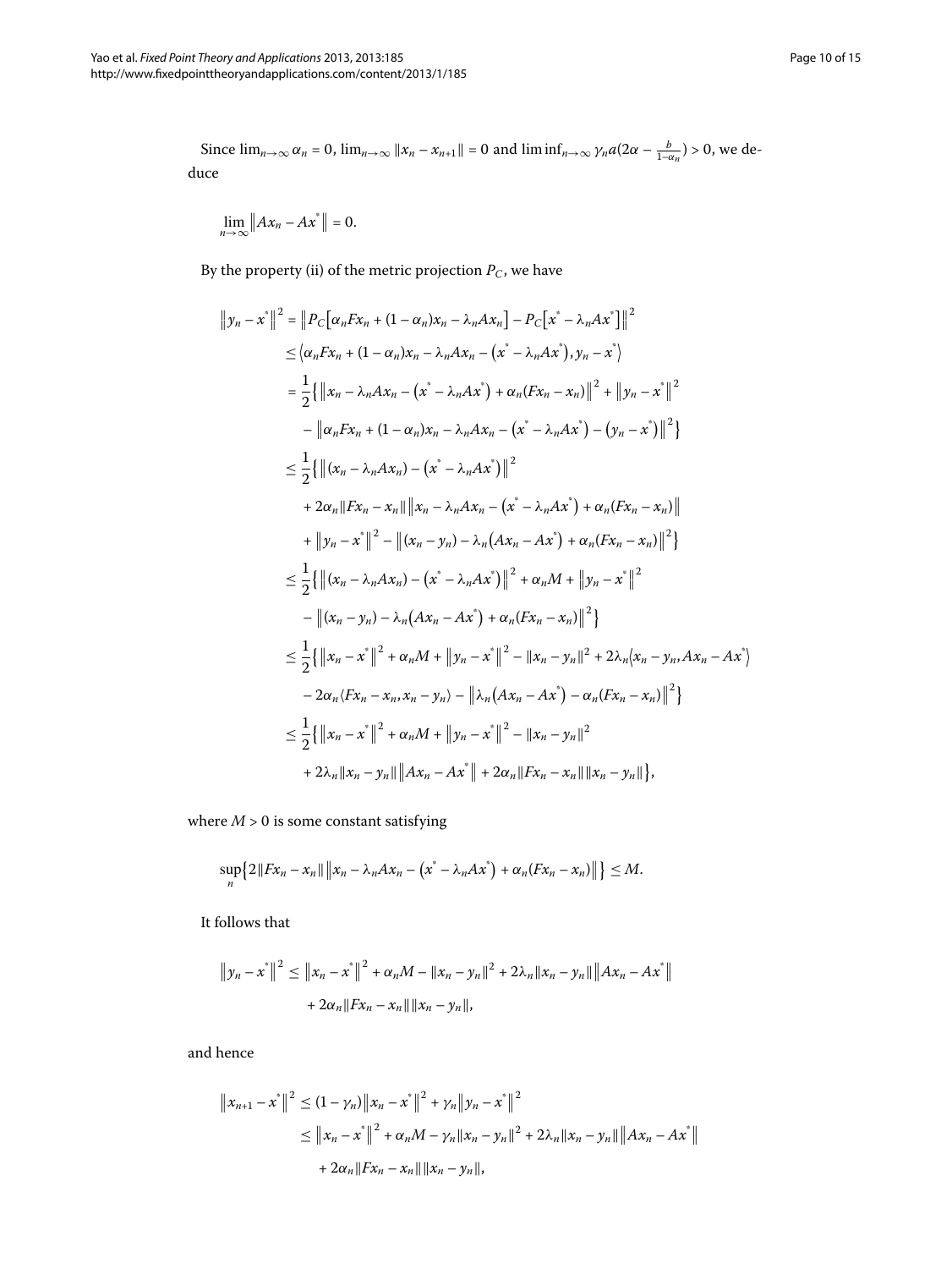Since $\lim_{n\to\infty} \alpha_n = 0$, $\lim_{n\to\infty} \|x_n - x_{n+1}\| = 0$ and $\liminf_{n\to\infty} \gamma_n a(2\alpha - \frac{b}{1-\alpha_n}) > 0$, we deduce

$$\lim_{n\to\infty} \|Ax_n - Ax^*\| = 0.$$

By the property (ii) of the metric projection $P_C$, we have

$$\begin{aligned}
\|y_n - x^*\|^2 &= \|P_C[\alpha_n Fx_n + (1-\alpha_n)x_n - \lambda_n Ax_n] - P_C[x^* - \lambda_n Ax^*]\|^2 \\
&\leq \langle \alpha_n Fx_n + (1-\alpha_n)x_n - \lambda_n Ax_n - (x^* - \lambda_n Ax^*), y_n - x^* \rangle \\
&= \frac{1}{2}\{\|x_n - \lambda_n Ax_n - (x^* - \lambda_n Ax^*) + \alpha_n(Fx_n - x_n)\|^2 + \|y_n - x^*\|^2 \\
&\quad - \|\alpha_n Fx_n + (1-\alpha_n)x_n - \lambda_n Ax_n - (x^* - \lambda_n Ax^*) - (y_n - x^*)\|^2\} \\
&\leq \frac{1}{2}\{\|(x_n - \lambda_n Ax_n) - (x^* - \lambda_n Ax^*)\|^2 \\
&\quad + 2\alpha_n\|Fx_n - x_n\|\|x_n - \lambda_n Ax_n - (x^* - \lambda_n Ax^*) + \alpha_n(Fx_n - x_n)\| \\
&\quad + \|y_n - x^*\|^2 - \|(x_n - y_n) - \lambda_n(Ax_n - Ax^*) + \alpha_n(Fx_n - x_n)\|^2\} \\
&\leq \frac{1}{2}\{\|(x_n - \lambda_n Ax_n) - (x^* - \lambda_n Ax^*)\|^2 + \alpha_n M + \|y_n - x^*\|^2 \\
&\quad - \|(x_n - y_n) - \lambda_n(Ax_n - Ax^*) + \alpha_n(Fx_n - x_n)\|^2\} \\
&\leq \frac{1}{2}\{\|x_n - x^*\|^2 + \alpha_n M + \|y_n - x^*\|^2 - \|x_n - y_n\|^2 + 2\lambda_n\langle x_n - y_n, Ax_n - Ax^*\rangle \\
&\quad - 2\alpha_n\langle Fx_n - x_n, x_n - y_n\rangle - \|\lambda_n(Ax_n - Ax^*) - \alpha_n(Fx_n - x_n)\|^2\} \\
&\leq \frac{1}{2}\{\|x_n - x^*\|^2 + \alpha_n M + \|y_n - x^*\|^2 - \|x_n - y_n\|^2 \\
&\quad + 2\lambda_n\|x_n - y_n\|\|Ax_n - Ax^*\| + 2\alpha_n\|Fx_n - x_n\|\|x_n - y_n\|\},
\end{aligned}$$

where $M > 0$ is some constant satisfying

$$\sup_n\{2\|Fx_n - x_n\|\|x_n - \lambda_n Ax_n - (x^* - \lambda_n Ax^*) + \alpha_n(Fx_n - x_n)\|\} \leq M.$$

It follows that

$$\begin{aligned}
\|y_n - x^*\|^2 &\leq \|x_n - x^*\|^2 + \alpha_n M - \|x_n - y_n\|^2 + 2\lambda_n\|x_n - y_n\|\|Ax_n - Ax^*\| \\
&\quad + 2\alpha_n\|Fx_n - x_n\|\|x_n - y_n\|,
\end{aligned}$$

and hence

$$\begin{aligned}
\|x_{n+1} - x^*\|^2 &\leq (1-\gamma_n)\|x_n - x^*\|^2 + \gamma_n\|y_n - x^*\|^2 \\
&\leq \|x_n - x^*\|^2 + \alpha_n M - \gamma_n\|x_n - y_n\|^2 + 2\lambda_n\|x_n - y_n\|\|Ax_n - Ax^*\| \\
&\quad + 2\alpha_n\|Fx_n - x_n\|\|x_n - y_n\|,
\end{aligned}$$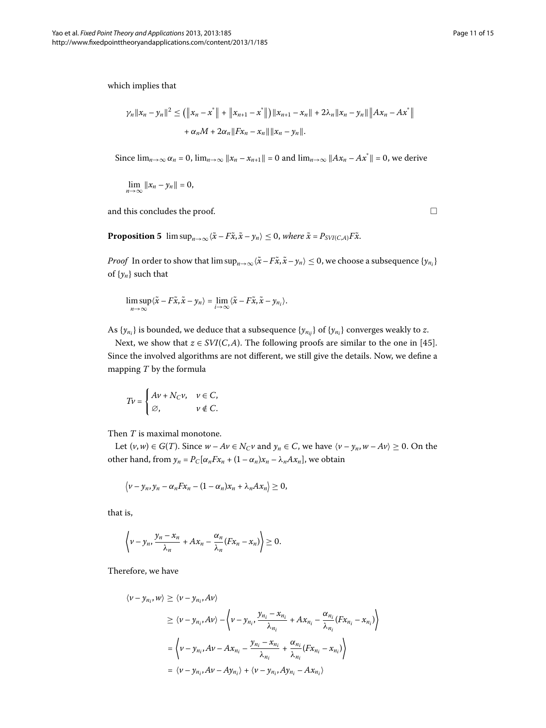which implies that

$$\gamma_n\|x_n - y_n\|^2 \le \left(\|x_n - x^*\| + \|x_{n+1} - x^*\|\right)\|x_{n+1} - x_n\| + 2\lambda_n\|x_n - y_n\|\left\|Ax_n - Ax^*\right\| + \alpha_n M + 2\alpha_n\|Fx_n - x_n\|\|x_n - y_n\|.$$

Since $\lim_{n\to\infty}\alpha_n = 0$, $\lim_{n\to\infty}\|x_n - x_{n+1}\| = 0$ and $\lim_{n\to\infty}\|Ax_n - Ax^*\| = 0$, we derive

$$\lim_{n\to\infty}\|x_n - y_n\| = 0,$$

and this concludes the proof. □

**Proposition 5** $\limsup_{n\to\infty}\langle\tilde{x} - F\tilde{x}, \tilde{x} - y_n\rangle \le 0$, *where* $\tilde{x} = P_{SVI(C,A)}F\tilde{x}$.

*Proof* In order to show that $\limsup_{n\to\infty}\langle\tilde{x} - F\tilde{x}, \tilde{x} - y_n\rangle \le 0$, we choose a subsequence $\{y_{n_i}\}$ of $\{y_n\}$ such that

$$\limsup_{n\to\infty}\langle\tilde{x} - F\tilde{x}, \tilde{x} - y_n\rangle = \lim_{i\to\infty}\langle\tilde{x} - F\tilde{x}, \tilde{x} - y_{n_i}\rangle.$$

As $\{y_{n_i}\}$ is bounded, we deduce that a subsequence $\{y_{n_{ij}}\}$ of $\{y_{n_i}\}$ converges weakly to $z$.

Next, we show that $z \in SVI(C, A)$. The following proofs are similar to the one in [45]. Since the involved algorithms are not different, we still give the details. Now, we define a mapping $T$ by the formula

$$Tv = \begin{cases} Av + N_C v, & v \in C, \\ \emptyset, & v \notin C. \end{cases}$$

Then $T$ is maximal monotone.

Let $(v, w) \in G(T)$. Since $w - Av \in N_C v$ and $y_n \in C$, we have $\langle v - y_n, w - Av\rangle \ge 0$. On the other hand, from $y_n = P_C[\alpha_n Fx_n + (1 - \alpha_n)x_n - \lambda_n Ax_n]$, we obtain

$$\left\langle v - y_n, y_n - \alpha_n Fx_n - (1 - \alpha_n)x_n + \lambda_n Ax_n\right\rangle \ge 0,$$

that is,

$$\left\langle v - y_n, \frac{y_n - x_n}{\lambda_n} + Ax_n - \frac{\alpha_n}{\lambda_n}(Fx_n - x_n)\right\rangle \ge 0.$$

Therefore, we have

$$\begin{aligned}
\langle v - y_{n_i}, w\rangle &\ge \langle v - y_{n_i}, Av\rangle \\
&\ge \langle v - y_{n_i}, Av\rangle - \left\langle v - y_{n_i}, \frac{y_{n_i} - x_{n_i}}{\lambda_{n_i}} + Ax_{n_i} - \frac{\alpha_{n_i}}{\lambda_{n_i}}(Fx_{n_i} - x_{n_i})\right\rangle \\
&= \left\langle v - y_{n_i}, Av - Ax_{n_i} - \frac{y_{n_i} - x_{n_i}}{\lambda_{n_i}} + \frac{\alpha_{n_i}}{\lambda_{n_i}}(Fx_{n_i} - x_{n_i})\right\rangle \\
&= \langle v - y_{n_i}, Av - Ay_{n_i}\rangle + \langle v - y_{n_i}, Ay_{n_i} - Ax_{n_i}\rangle
\end{aligned}$$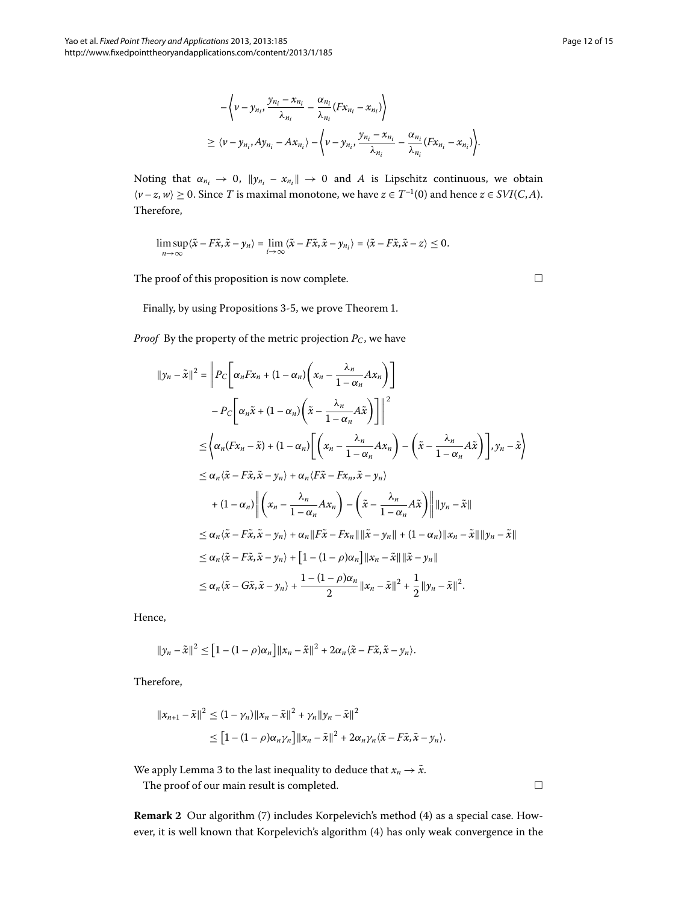$$
\begin{aligned}
&- \left\langle v - y_{n_i}, \frac{y_{n_i} - x_{n_i}}{\lambda_{n_i}} - \frac{\alpha_{n_i}}{\lambda_{n_i}}(Fx_{n_i} - x_{n_i}) \right\rangle \\
&\geq \langle v - y_{n_i}, Ay_{n_i} - Ax_{n_i} \rangle - \left\langle v - y_{n_i}, \frac{y_{n_i} - x_{n_i}}{\lambda_{n_i}} - \frac{\alpha_{n_i}}{\lambda_{n_i}}(Fx_{n_i} - x_{n_i}) \right\rangle.
\end{aligned}
$$

Noting that $\alpha_{n_i} \to 0$, $\|y_{n_i} - x_{n_i}\| \to 0$ and $A$ is Lipschitz continuous, we obtain $\langle v - z, w \rangle \geq 0$. Since $T$ is maximal monotone, we have $z \in T^{-1}(0)$ and hence $z \in SVI(C, A)$. Therefore,

$$
\limsup_{n\to\infty} \langle \tilde{x} - F\tilde{x}, \tilde{x} - y_n \rangle = \lim_{i\to\infty} \langle \tilde{x} - F\tilde{x}, \tilde{x} - y_{n_i} \rangle = \langle \tilde{x} - F\tilde{x}, \tilde{x} - z \rangle \leq 0.
$$

The proof of this proposition is now complete. □

Finally, by using Propositions 3-5, we prove Theorem 1.

*Proof* By the property of the metric projection $P_C$, we have

$$
\begin{aligned}
\|y_n - \tilde{x}\|^2 &= \left\| P_C\left[ \alpha_n Fx_n + (1-\alpha_n)\left( x_n - \frac{\lambda_n}{1-\alpha_n} Ax_n \right) \right] \right. \\
&\quad \left. - P_C\left[ \alpha_n \tilde{x} + (1-\alpha_n)\left( \tilde{x} - \frac{\lambda_n}{1-\alpha_n} A\tilde{x} \right) \right] \right\|^2 \\
&\leq \left\langle \alpha_n (Fx_n - \tilde{x}) + (1-\alpha_n)\left[ \left( x_n - \frac{\lambda_n}{1-\alpha_n} Ax_n \right) - \left( \tilde{x} - \frac{\lambda_n}{1-\alpha_n} A\tilde{x} \right) \right], y_n - \tilde{x} \right\rangle \\
&\leq \alpha_n \langle \tilde{x} - F\tilde{x}, \tilde{x} - y_n \rangle + \alpha_n \langle F\tilde{x} - Fx_n, \tilde{x} - y_n \rangle \\
&\quad + (1-\alpha_n) \left\| \left( x_n - \frac{\lambda_n}{1-\alpha_n} Ax_n \right) - \left( \tilde{x} - \frac{\lambda_n}{1-\alpha_n} A\tilde{x} \right) \right\| \|y_n - \tilde{x}\| \\
&\leq \alpha_n \langle \tilde{x} - F\tilde{x}, \tilde{x} - y_n \rangle + \alpha_n \|F\tilde{x} - Fx_n\| \|\tilde{x} - y_n\| + (1-\alpha_n)\|x_n - \tilde{x}\| \|y_n - \tilde{x}\| \\
&\leq \alpha_n \langle \tilde{x} - F\tilde{x}, \tilde{x} - y_n \rangle + \left[ 1 - (1-\rho)\alpha_n \right] \|x_n - \tilde{x}\| \|\tilde{x} - y_n\| \\
&\leq \alpha_n \langle \tilde{x} - G\tilde{x}, \tilde{x} - y_n \rangle + \frac{1 - (1-\rho)\alpha_n}{2} \|x_n - \tilde{x}\|^2 + \frac{1}{2} \|y_n - \tilde{x}\|^2.
\end{aligned}
$$

Hence,

$$
\|y_n - \tilde{x}\|^2 \leq \left[ 1 - (1-\rho)\alpha_n \right] \|x_n - \tilde{x}\|^2 + 2\alpha_n \langle \tilde{x} - F\tilde{x}, \tilde{x} - y_n \rangle.
$$

Therefore,

$$
\begin{aligned}
\|x_{n+1} - \tilde{x}\|^2 &\leq (1-\gamma_n)\|x_n - \tilde{x}\|^2 + \gamma_n \|y_n - \tilde{x}\|^2 \\
&\leq \left[ 1 - (1-\rho)\alpha_n \gamma_n \right] \|x_n - \tilde{x}\|^2 + 2\alpha_n \gamma_n \langle \tilde{x} - F\tilde{x}, \tilde{x} - y_n \rangle.
\end{aligned}
$$

We apply Lemma 3 to the last inequality to deduce that $x_n \to \tilde{x}$.

The proof of our main result is completed. □

**Remark 2** Our algorithm (7) includes Korpelevich's method (4) as a special case. However, it is well known that Korpelevich's algorithm (4) has only weak convergence in the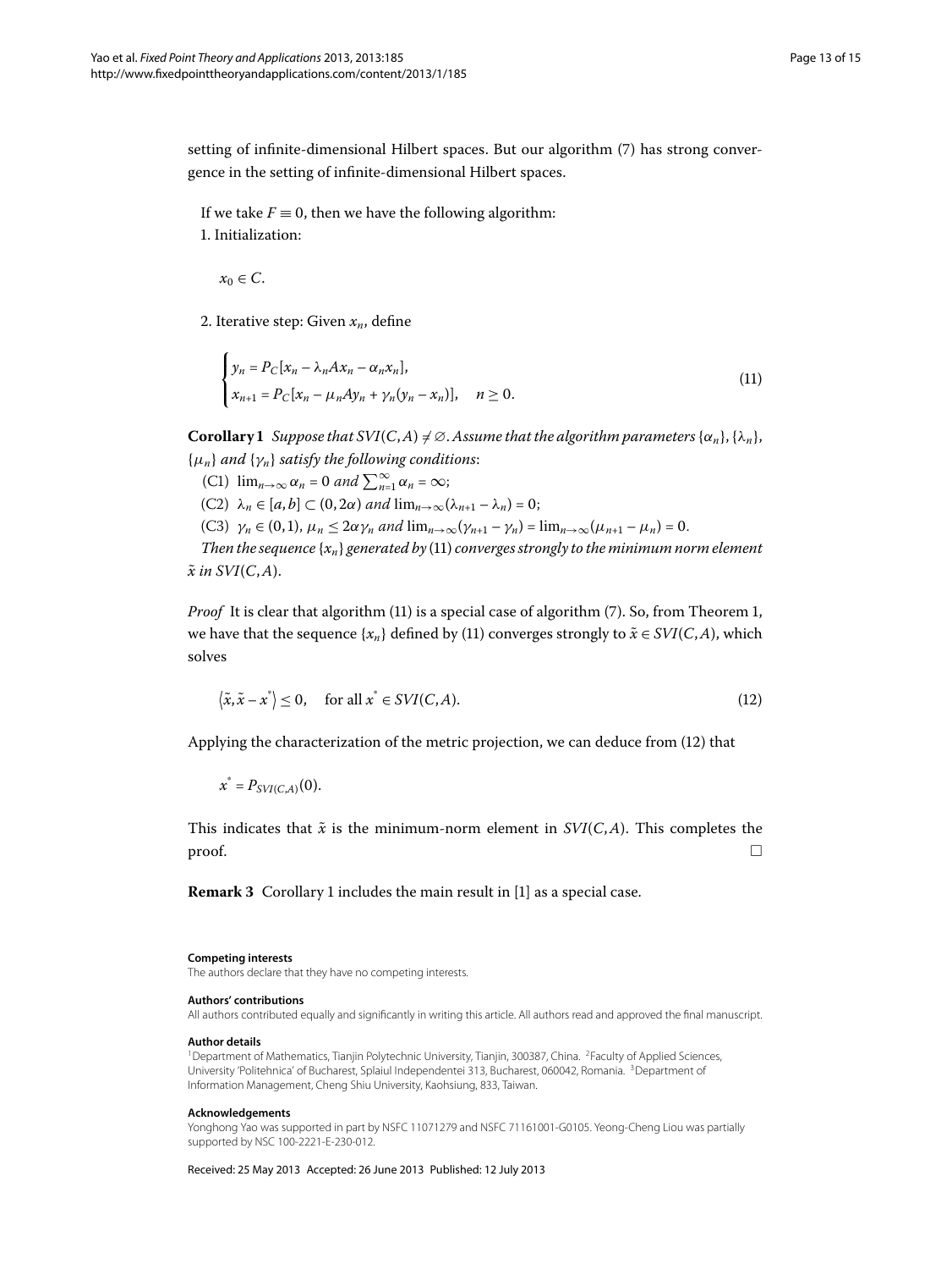setting of infinite-dimensional Hilbert spaces. But our algorithm (7) has strong convergence in the setting of infinite-dimensional Hilbert spaces.

If we take $F \equiv 0$, then we have the following algorithm:

1. Initialization:

$x_0 \in C.$

2. Iterative step: Given $x_n$, define

$$\begin{cases} y_n = P_C[x_n - \lambda_n A x_n - \alpha_n x_n], \\ x_{n+1} = P_C[x_n - \mu_n A y_n + \gamma_n(y_n - x_n)], \quad n \geq 0. \end{cases} \tag{11}$$

**Corollary 1** *Suppose that $SVI(C, A) \neq \emptyset$. Assume that the algorithm parameters $\{\alpha_n\}$, $\{\lambda_n\}$, $\{\mu_n\}$ and $\{\gamma_n\}$ satisfy the following conditions*:

(C1) $\lim_{n\to\infty} \alpha_n = 0$ *and* $\sum_{n=1}^{\infty} \alpha_n = \infty$;

(C2) $\lambda_n \in [a, b] \subset (0, 2\alpha)$ *and* $\lim_{n\to\infty}(\lambda_{n+1} - \lambda_n) = 0$;

(C3) $\gamma_n \in (0, 1)$, $\mu_n \leq 2\alpha\gamma_n$ *and* $\lim_{n\to\infty}(\gamma_{n+1} - \gamma_n) = \lim_{n\to\infty}(\mu_{n+1} - \mu_n) = 0$.

*Then the sequence $\{x_n\}$ generated by* (11) *converges strongly to the minimum norm element $\tilde{x}$ in $SVI(C, A)$.*

*Proof* It is clear that algorithm (11) is a special case of algorithm (7). So, from Theorem 1, we have that the sequence $\{x_n\}$ defined by (11) converges strongly to $\tilde{x} \in SVI(C, A)$, which solves

$$\langle \tilde{x}, \tilde{x} - x^* \rangle \leq 0, \quad \text{for all } x^* \in SVI(C, A). \tag{12}$$

Applying the characterization of the metric projection, we can deduce from (12) that

$$x^* = P_{SVI(C,A)}(0).$$

This indicates that $\tilde{x}$ is the minimum-norm element in $SVI(C, A)$. This completes the proof. □

**Remark 3** Corollary 1 includes the main result in [1] as a special case.

#### Competing interests

The authors declare that they have no competing interests.

#### Authors' contributions

All authors contributed equally and significantly in writing this article. All authors read and approved the final manuscript.

#### Author details

[1]Department of Mathematics, Tianjin Polytechnic University, Tianjin, 300387, China. [2]Faculty of Applied Sciences, University 'Politehnica' of Bucharest, Splaiul Independentei 313, Bucharest, 060042, Romania. [3]Department of Information Management, Cheng Shiu University, Kaohsiung, 833, Taiwan.

#### Acknowledgements

Yonghong Yao was supported in part by NSFC 11071279 and NSFC 71161001-G0105. Yeong-Cheng Liou was partially supported by NSC 100-2221-E-230-012.

Received: 25 May 2013 Accepted: 26 June 2013 Published: 12 July 2013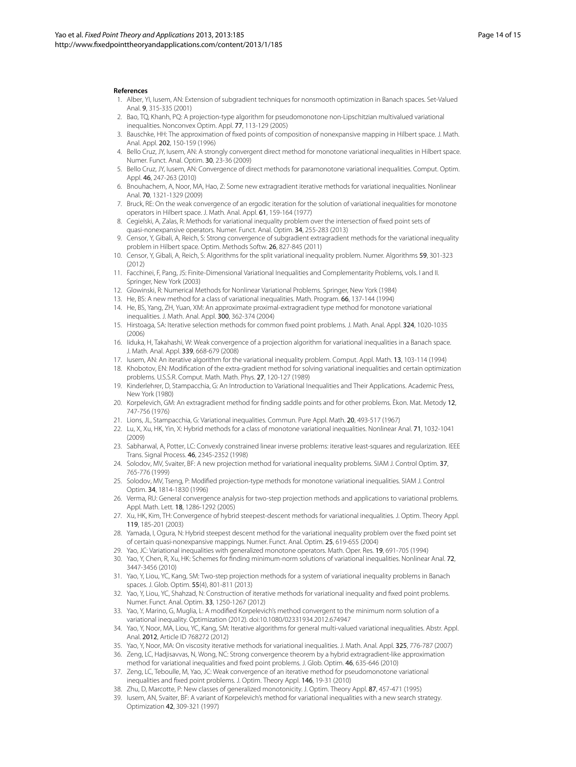### References

1. Alber, YI, Iusem, AN: Extension of subgradient techniques for nonsmooth optimization in Banach spaces. Set-Valued Anal. **9**, 315-335 (2001)
2. Bao, TQ, Khanh, PQ: A projection-type algorithm for pseudomonotone non-Lipschitzian multivalued variational inequalities. Nonconvex Optim. Appl. **77**, 113-129 (2005)
3. Bauschke, HH: The approximation of fixed points of composition of nonexpansive mapping in Hilbert space. J. Math. Anal. Appl. **202**, 150-159 (1996)
4. Bello Cruz, JY, Iusem, AN: A strongly convergent direct method for monotone variational inequalities in Hilbert space. Numer. Funct. Anal. Optim. **30**, 23-36 (2009)
5. Bello Cruz, JY, Iusem, AN: Convergence of direct methods for paramonotone variational inequalities. Comput. Optim. Appl. **46**, 247-263 (2010)
6. Bnouhachem, A, Noor, MA, Hao, Z: Some new extragradient iterative methods for variational inequalities. Nonlinear Anal. **70**, 1321-1329 (2009)
7. Bruck, RE: On the weak convergence of an ergodic iteration for the solution of variational inequalities for monotone operators in Hilbert space. J. Math. Anal. Appl. **61**, 159-164 (1977)
8. Cegielski, A, Zalas, R: Methods for variational inequality problem over the intersection of fixed point sets of quasi-nonexpansive operators. Numer. Funct. Anal. Optim. **34**, 255-283 (2013)
9. Censor, Y, Gibali, A, Reich, S: Strong convergence of subgradient extragradient methods for the variational inequality problem in Hilbert space. Optim. Methods Softw. **26**, 827-845 (2011)
10. Censor, Y, Gibali, A, Reich, S: Algorithms for the split variational inequality problem. Numer. Algorithms **59**, 301-323 (2012)
11. Facchinei, F, Pang, JS: Finite-Dimensional Variational Inequalities and Complementarity Problems, vols. I and II. Springer, New York (2003)
12. Glowinski, R: Numerical Methods for Nonlinear Variational Problems. Springer, New York (1984)
13. He, BS: A new method for a class of variational inequalities. Math. Program. **66**, 137-144 (1994)
14. He, BS, Yang, ZH, Yuan, XM: An approximate proximal-extragradient type method for monotone variational inequalities. J. Math. Anal. Appl. **300**, 362-374 (2004)
15. Hirstoaga, SA: Iterative selection methods for common fixed point problems. J. Math. Anal. Appl. **324**, 1020-1035 (2006)
16. Iiduka, H, Takahashi, W: Weak convergence of a projection algorithm for variational inequalities in a Banach space. J. Math. Anal. Appl. **339**, 668-679 (2008)
17. Iusem, AN: An iterative algorithm for the variational inequality problem. Comput. Appl. Math. **13**, 103-114 (1994)
18. Khobotov, EN: Modification of the extra-gradient method for solving variational inequalities and certain optimization problems. U.S.S.R. Comput. Math. Math. Phys. **27**, 120-127 (1989)
19. Kinderlehrer, D, Stampacchia, G: An Introduction to Variational Inequalities and Their Applications. Academic Press, New York (1980)
20. Korpelevich, GM: An extragradient method for finding saddle points and for other problems. Èkon. Mat. Metody **12**, 747-756 (1976)
21. Lions, JL, Stampacchia, G: Variational inequalities. Commun. Pure Appl. Math. **20**, 493-517 (1967)
22. Lu, X, Xu, HK, Yin, X: Hybrid methods for a class of monotone variational inequalities. Nonlinear Anal. **71**, 1032-1041 (2009)
23. Sabharwal, A, Potter, LC: Convexly constrained linear inverse problems: iterative least-squares and regularization. IEEE Trans. Signal Process. **46**, 2345-2352 (1998)
24. Solodov, MV, Svaiter, BF: A new projection method for variational inequality problems. SIAM J. Control Optim. **37**, 765-776 (1999)
25. Solodov, MV, Tseng, P: Modified projection-type methods for monotone variational inequalities. SIAM J. Control Optim. **34**, 1814-1830 (1996)
26. Verma, RU: General convergence analysis for two-step projection methods and applications to variational problems. Appl. Math. Lett. **18**, 1286-1292 (2005)
27. Xu, HK, Kim, TH: Convergence of hybrid steepest-descent methods for variational inequalities. J. Optim. Theory Appl. **119**, 185-201 (2003)
28. Yamada, I, Ogura, N: Hybrid steepest descent method for the variational inequality problem over the fixed point set of certain quasi-nonexpansive mappings. Numer. Funct. Anal. Optim. **25**, 619-655 (2004)
29. Yao, JC: Variational inequalities with generalized monotone operators. Math. Oper. Res. **19**, 691-705 (1994)
30. Yao, Y, Chen, R, Xu, HK: Schemes for finding minimum-norm solutions of variational inequalities. Nonlinear Anal. **72**, 3447-3456 (2010)
31. Yao, Y, Liou, YC, Kang, SM: Two-step projection methods for a system of variational inequality problems in Banach spaces. J. Glob. Optim. **55**(4), 801-811 (2013)
32. Yao, Y, Liou, YC, Shahzad, N: Construction of iterative methods for variational inequality and fixed point problems. Numer. Funct. Anal. Optim. **33**, 1250-1267 (2012)
33. Yao, Y, Marino, G, Muglia, L: A modified Korpelevich's method convergent to the minimum norm solution of a variational inequality. Optimization (2012). doi:10.1080/02331934.2012.674947
34. Yao, Y, Noor, MA, Liou, YC, Kang, SM: Iterative algorithms for general multi-valued variational inequalities. Abstr. Appl. Anal. **2012**, Article ID 768272 (2012)
35. Yao, Y, Noor, MA: On viscosity iterative methods for variational inequalities. J. Math. Anal. Appl. **325**, 776-787 (2007)
36. Zeng, LC, Hadjisavvas, N, Wong, NC: Strong convergence theorem by a hybrid extragradient-like approximation method for variational inequalities and fixed point problems. J. Glob. Optim. **46**, 635-646 (2010)
37. Zeng, LC, Teboulle, M, Yao, JC: Weak convergence of an iterative method for pseudomonotone variational inequalities and fixed point problems. J. Optim. Theory Appl. **146**, 19-31 (2010)
38. Zhu, D, Marcotte, P: New classes of generalized monotonicity. J. Optim. Theory Appl. **87**, 457-471 (1995)
39. Iusem, AN, Svaiter, BF: A variant of Korpelevich's method for variational inequalities with a new search strategy. Optimization **42**, 309-321 (1997)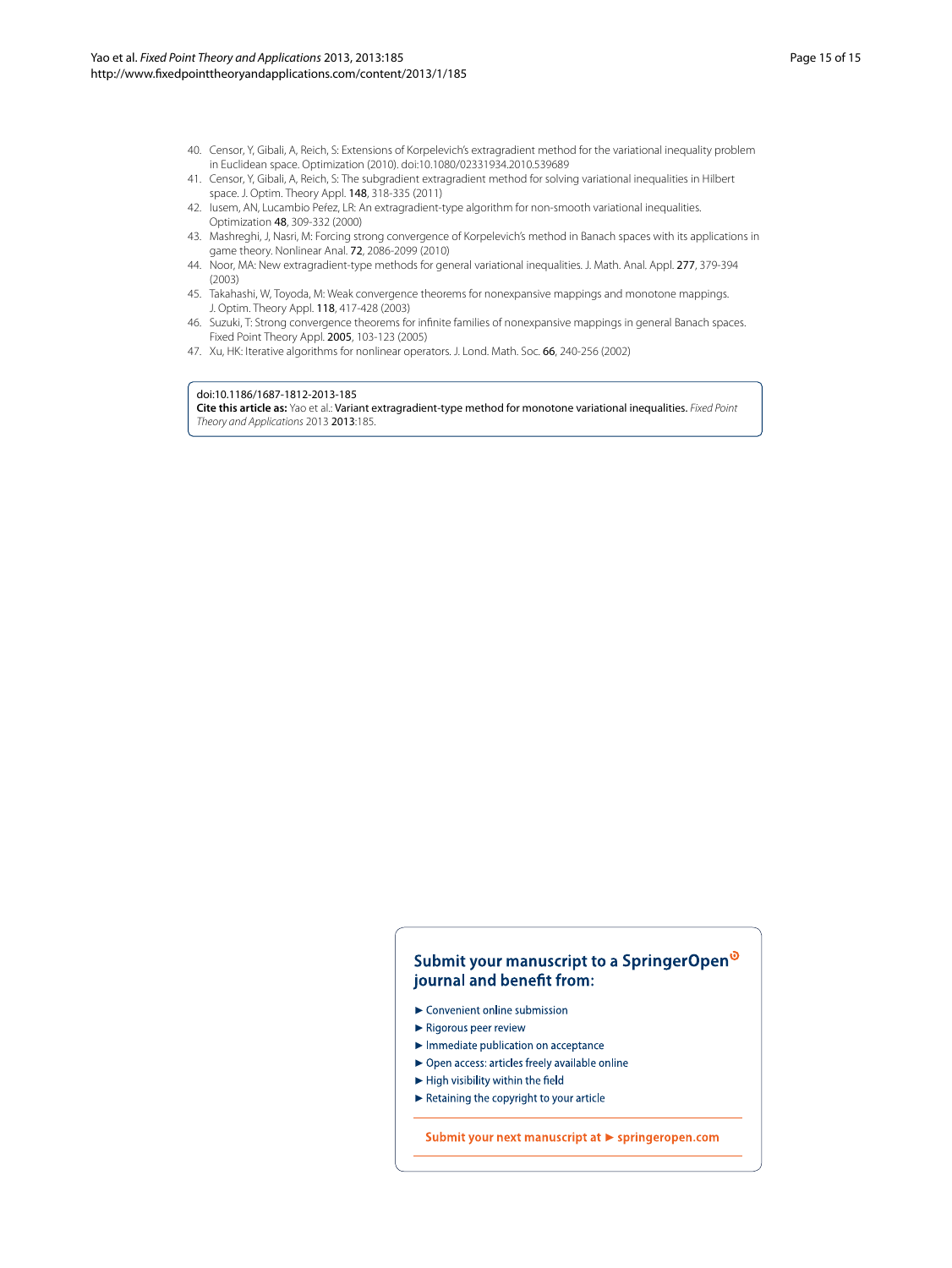40. Censor, Y, Gibali, A, Reich, S: Extensions of Korpelevich's extragradient method for the variational inequality problem in Euclidean space. Optimization (2010). doi:10.1080/02331934.2010.539689
41. Censor, Y, Gibali, A, Reich, S: The subgradient extragradient method for solving variational inequalities in Hilbert space. J. Optim. Theory Appl. **148**, 318-335 (2011)
42. Iusem, AN, Lucambio Peŕez, LR: An extragradient-type algorithm for non-smooth variational inequalities. Optimization **48**, 309-332 (2000)
43. Mashreghi, J, Nasri, M: Forcing strong convergence of Korpelevich's method in Banach spaces with its applications in game theory. Nonlinear Anal. **72**, 2086-2099 (2010)
44. Noor, MA: New extragradient-type methods for general variational inequalities. J. Math. Anal. Appl. **277**, 379-394 (2003)
45. Takahashi, W, Toyoda, M: Weak convergence theorems for nonexpansive mappings and monotone mappings. J. Optim. Theory Appl. **118**, 417-428 (2003)
46. Suzuki, T: Strong convergence theorems for infinite families of nonexpansive mappings in general Banach spaces. Fixed Point Theory Appl. **2005**, 103-123 (2005)
47. Xu, HK: Iterative algorithms for nonlinear operators. J. Lond. Math. Soc. **66**, 240-256 (2002)

doi:10.1186/1687-1812-2013-185
**Cite this article as:** Yao et al.: Variant extragradient-type method for monotone variational inequalities. *Fixed Point Theory and Applications* 2013 **2013**:185.

**Submit your manuscript to a SpringerOpen journal and benefit from:**

- ► Convenient online submission
- ► Rigorous peer review
- ► Immediate publication on acceptance
- ► Open access: articles freely available online
- ► High visibility within the field
- ► Retaining the copyright to your article

**Submit your next manuscript at ► springeropen.com**